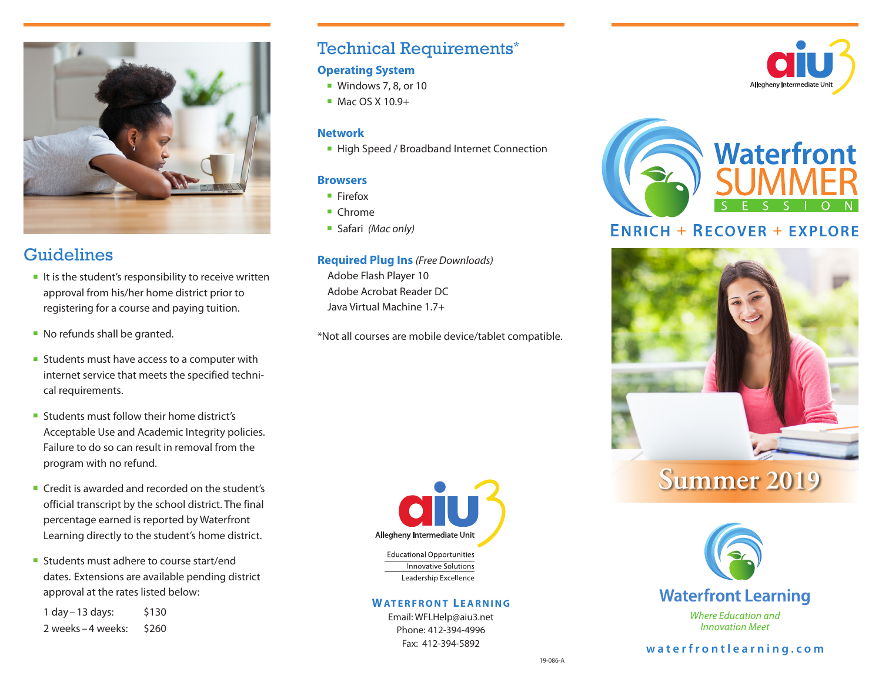## Guidelines

- It is the student's responsibility to receive written approval from his/her home district prior to registering for a course and paying tuition.
- No refunds shall be granted.
- Students must have access to a computer with internet service that meets the specified technical requirements.
- Students must follow their home district's Acceptable Use and Academic Integrity policies. Failure to do so can result in removal from the program with no refund.
- Credit is awarded and recorded on the student's official transcript by the school district. The final percentage earned is reported by Waterfront Learning directly to the student's home district.
- Students must adhere to course start/end dates. Extensions are available pending district approval at the rates listed below:

| | |
|---|---|
| 1 day – 13 days: | $130 |
| 2 weeks – 4 weeks: | $260 |

## Technical Requirements*

### Operating System

- Windows 7, 8, or 10
- Mac OS X 10.9+

### Network

- High Speed / Broadband Internet Connection

### Browsers

- Firefox
- Chrome
- Safari *(Mac only)*

### Required Plug Ins *(Free Downloads)*

Adobe Flash Player 10
Adobe Acrobat Reader DC
Java Virtual Machine 1.7+

*Not all courses are mobile device/tablet compatible.

aiu3 Allegheny Intermediate Unit

Educational Opportunities
Innovative Solutions
Leadership Excellence

**WATERFRONT LEARNING**

Email: WFLHelp@aiu3.net
Phone: 412-394-4996
Fax: 412-394-5892

19-086-A

aiu3 Allegheny Intermediate Unit

# Waterfront SUMMER SESSION

**ENRICH + RECOVER + EXPLORE**

**Summer 2019**

**Waterfront Learning**

*Where Education and Innovation Meet*

**waterfrontlearning.com**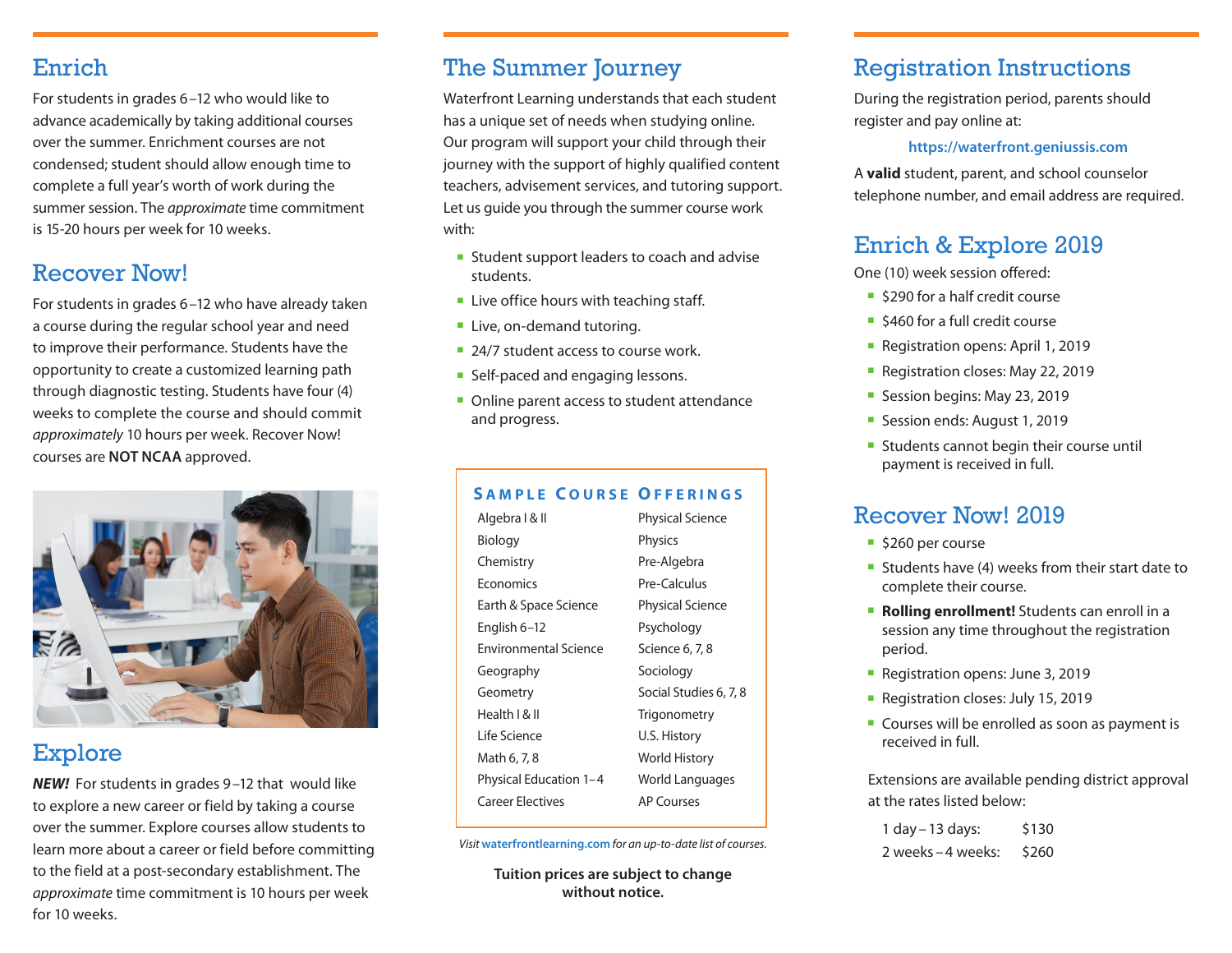## Enrich

For students in grades 6–12 who would like to advance academically by taking additional courses over the summer. Enrichment courses are not condensed; student should allow enough time to complete a full year's worth of work during the summer session. The *approximate* time commitment is 15-20 hours per week for 10 weeks.

## Recover Now!

For students in grades 6–12 who have already taken a course during the regular school year and need to improve their performance. Students have the opportunity to create a customized learning path through diagnostic testing. Students have four (4) weeks to complete the course and should commit *approximately* 10 hours per week. Recover Now! courses are **NOT NCAA** approved.

## Explore

***NEW!*** For students in grades 9–12 that would like to explore a new career or field by taking a course over the summer. Explore courses allow students to learn more about a career or field before committing to the field at a post-secondary establishment. The *approximate* time commitment is 10 hours per week for 10 weeks.

## The Summer Journey

Waterfront Learning understands that each student has a unique set of needs when studying online. Our program will support your child through their journey with the support of highly qualified content teachers, advisement services, and tutoring support. Let us guide you through the summer course work with:

- Student support leaders to coach and advise students.
- Live office hours with teaching staff.
- Live, on-demand tutoring.
- 24/7 student access to course work.
- Self-paced and engaging lessons.
- Online parent access to student attendance and progress.

### Sample Course Offerings

| | |
|---|---|
| Algebra I & II | Physical Science |
| Biology | Physics |
| Chemistry | Pre-Algebra |
| Economics | Pre-Calculus |
| Earth & Space Science | Physical Science |
| English 6–12 | Psychology |
| Environmental Science | Science 6, 7, 8 |
| Geography | Sociology |
| Geometry | Social Studies 6, 7, 8 |
| Health I & II | Trigonometry |
| Life Science | U.S. History |
| Math 6, 7, 8 | World History |
| Physical Education 1–4 | World Languages |
| Career Electives | AP Courses |

*Visit* **waterfrontlearning.com** *for an up-to-date list of courses.*

**Tuition prices are subject to change without notice.**

## Registration Instructions

During the registration period, parents should register and pay online at:

**https://waterfront.geniussis.com**

A **valid** student, parent, and school counselor telephone number, and email address are required.

## Enrich & Explore 2019

One (10) week session offered:

- $290 for a half credit course
- $460 for a full credit course
- Registration opens: April 1, 2019
- Registration closes: May 22, 2019
- Session begins: May 23, 2019
- Session ends: August 1, 2019
- Students cannot begin their course until payment is received in full.

## Recover Now! 2019

- $260 per course
- Students have (4) weeks from their start date to complete their course.
- **Rolling enrollment!** Students can enroll in a session any time throughout the registration period.
- Registration opens: June 3, 2019
- Registration closes: July 15, 2019
- Courses will be enrolled as soon as payment is received in full.

Extensions are available pending district approval at the rates listed below:

| | |
|---|---|
| 1 day – 13 days: | $130 |
| 2 weeks – 4 weeks: | $260 |